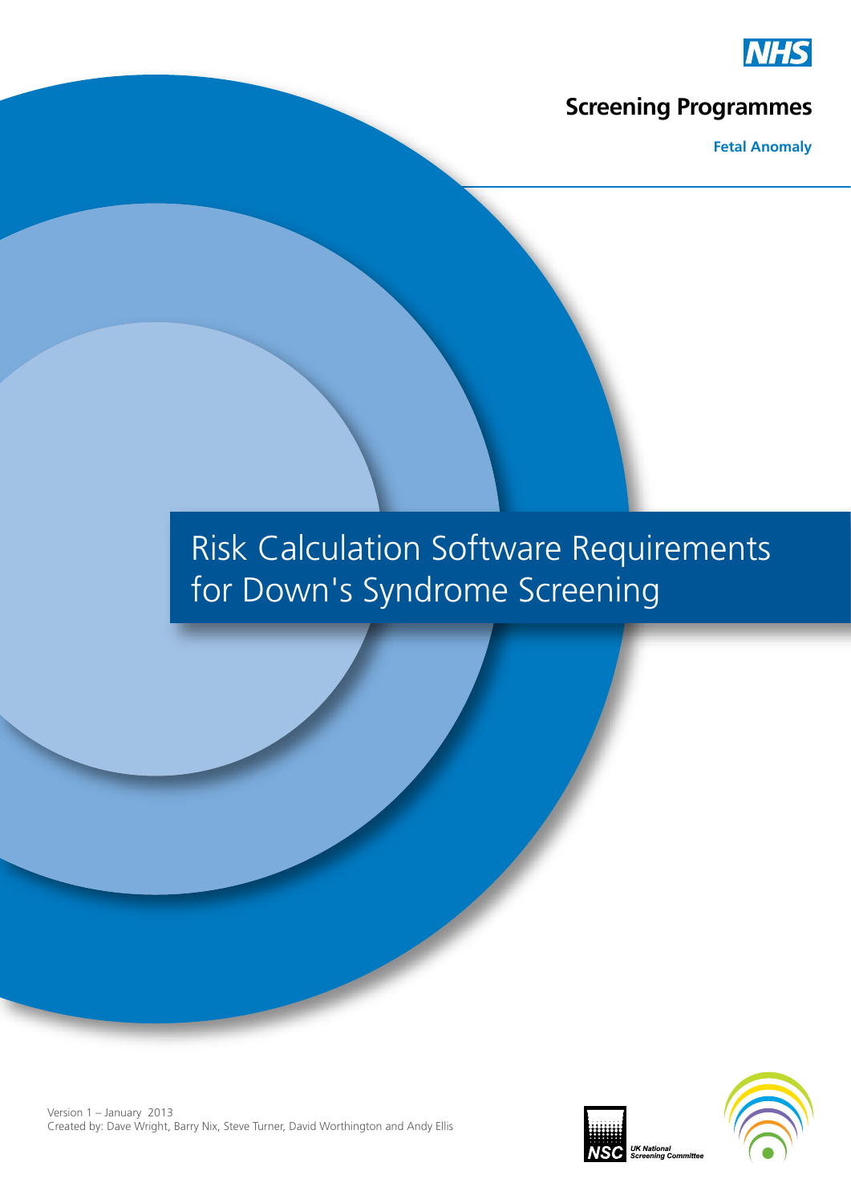NHS

**Screening Programmes**

**Fetal Anomaly**

# Risk Calculation Software Requirements for Down's Syndrome Screening

Version 1 – January 2013
Created by: Dave Wright, Barry Nix, Steve Turner, David Worthington and Andy Ellis

NSC UK National Screening Committee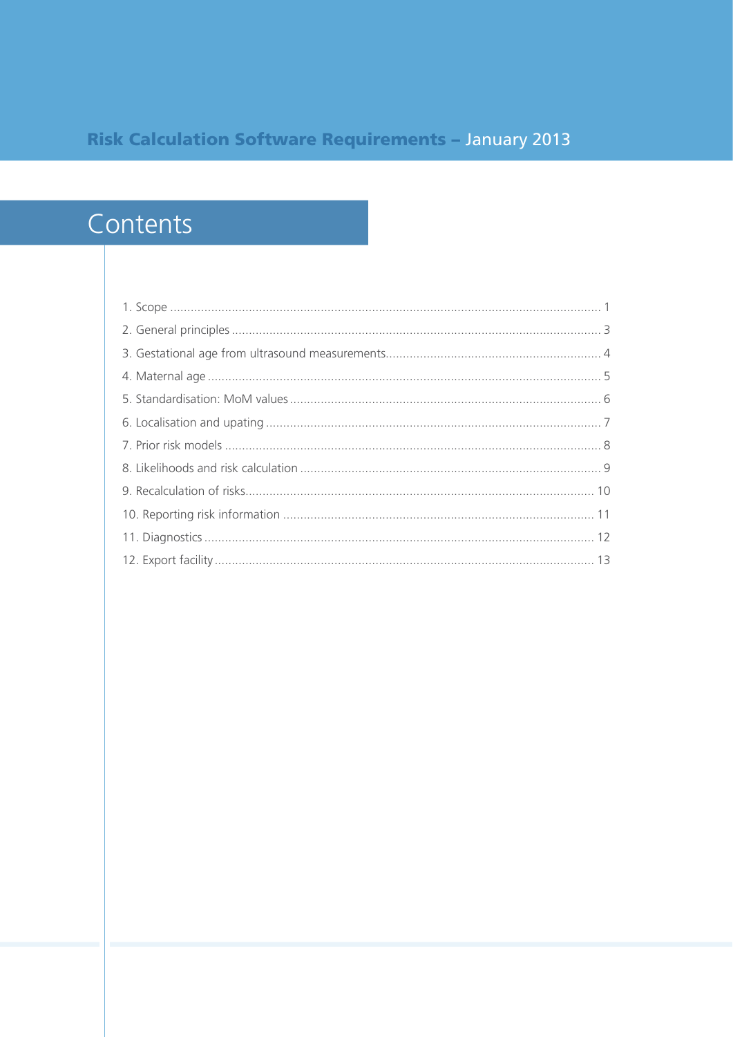# Contents

1. Scope ........................................................................................................................ 1
2. General principles ...................................................................................................... 3
3. Gestational age from ultrasound measurements.......................................................... 4
4. Maternal age ............................................................................................................. 5
5. Standardisation: MoM values ...................................................................................... 6
6. Localisation and upating ............................................................................................. 7
7. Prior risk models ........................................................................................................ 8
8. Likelihoods and risk calculation .................................................................................... 9
9. Recalculation of risks.................................................................................................. 10
10. Reporting risk information ........................................................................................ 11
11. Diagnostics .............................................................................................................. 12
12. Export facility ........................................................................................................... 13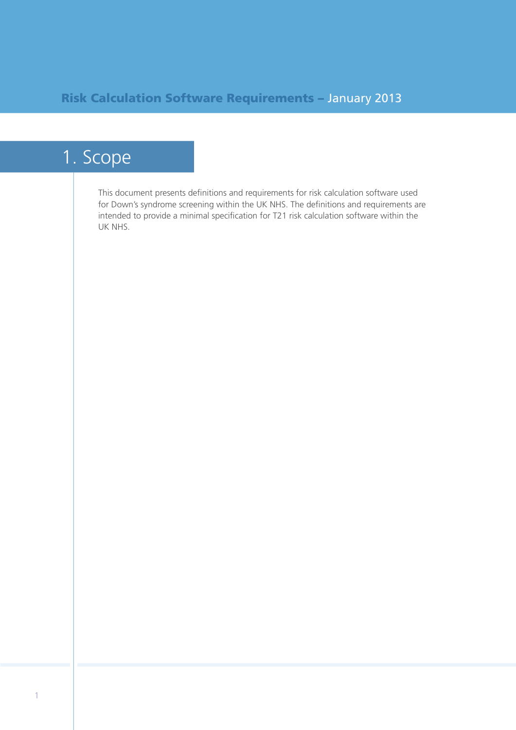# 1. Scope

This document presents definitions and requirements for risk calculation software used for Down's syndrome screening within the UK NHS. The definitions and requirements are intended to provide a minimal specification for T21 risk calculation software within the UK NHS.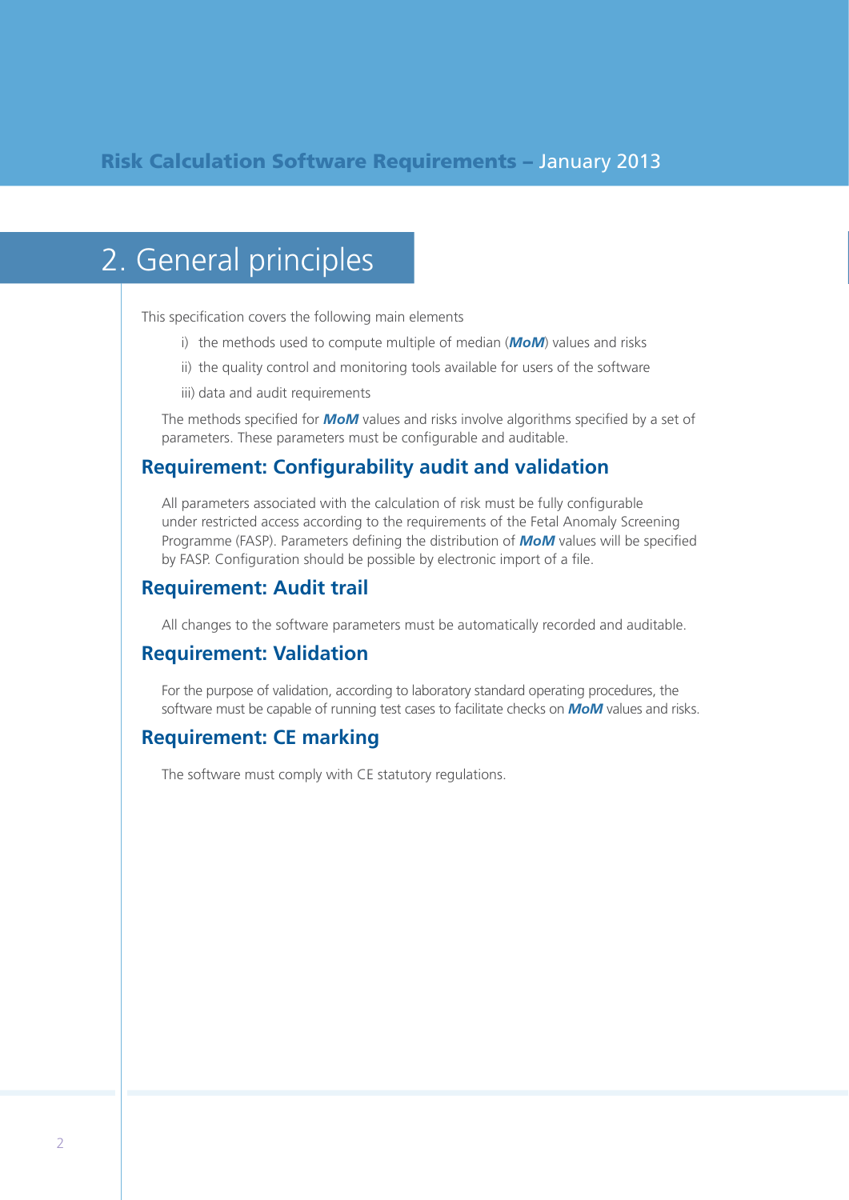# 2. General principles

This specification covers the following main elements

i) the methods used to compute multiple of median (***MoM***) values and risks

ii) the quality control and monitoring tools available for users of the software

iii) data and audit requirements

The methods specified for ***MoM*** values and risks involve algorithms specified by a set of parameters. These parameters must be configurable and auditable.

## Requirement: Configurability audit and validation

All parameters associated with the calculation of risk must be fully configurable under restricted access according to the requirements of the Fetal Anomaly Screening Programme (FASP). Parameters defining the distribution of ***MoM*** values will be specified by FASP. Configuration should be possible by electronic import of a file.

## Requirement: Audit trail

All changes to the software parameters must be automatically recorded and auditable.

## Requirement: Validation

For the purpose of validation, according to laboratory standard operating procedures, the software must be capable of running test cases to facilitate checks on ***MoM*** values and risks.

## Requirement: CE marking

The software must comply with CE statutory regulations.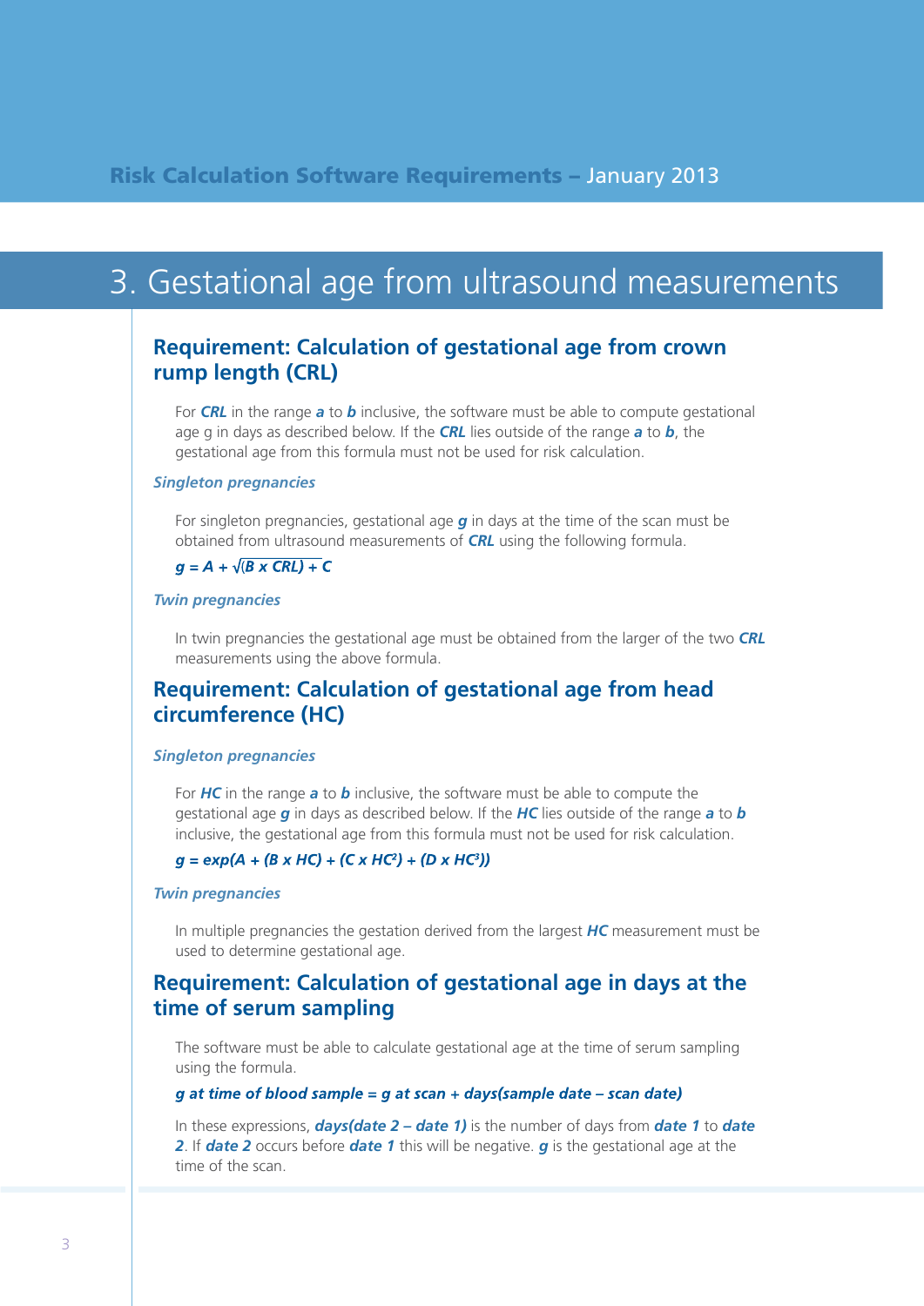# 3. Gestational age from ultrasound measurements

## Requirement: Calculation of gestational age from crown rump length (CRL)

For ***CRL*** in the range ***a*** to ***b*** inclusive, the software must be able to compute gestational age g in days as described below. If the ***CRL*** lies outside of the range ***a*** to ***b***, the gestational age from this formula must not be used for risk calculation.

### *Singleton pregnancies*

For singleton pregnancies, gestational age ***g*** in days at the time of the scan must be obtained from ultrasound measurements of ***CRL*** using the following formula.

$$g = A + \sqrt{(B \times CRL) + C}$$

### *Twin pregnancies*

In twin pregnancies the gestational age must be obtained from the larger of the two ***CRL*** measurements using the above formula.

## Requirement: Calculation of gestational age from head circumference (HC)

### *Singleton pregnancies*

For ***HC*** in the range ***a*** to ***b*** inclusive, the software must be able to compute the gestational age ***g*** in days as described below. If the ***HC*** lies outside of the range ***a*** to ***b*** inclusive, the gestational age from this formula must not be used for risk calculation.

$$g = \exp(A + (B \times HC) + (C \times HC^2) + (D \times HC^3))$$

### *Twin pregnancies*

In multiple pregnancies the gestation derived from the largest ***HC*** measurement must be used to determine gestational age.

## Requirement: Calculation of gestational age in days at the time of serum sampling

The software must be able to calculate gestational age at the time of serum sampling using the formula.

***g at time of blood sample = g at scan + days(sample date – scan date)***

In these expressions, ***days(date 2 – date 1)*** is the number of days from ***date 1*** to ***date 2***. If ***date 2*** occurs before ***date 1*** this will be negative. ***g*** is the gestational age at the time of the scan.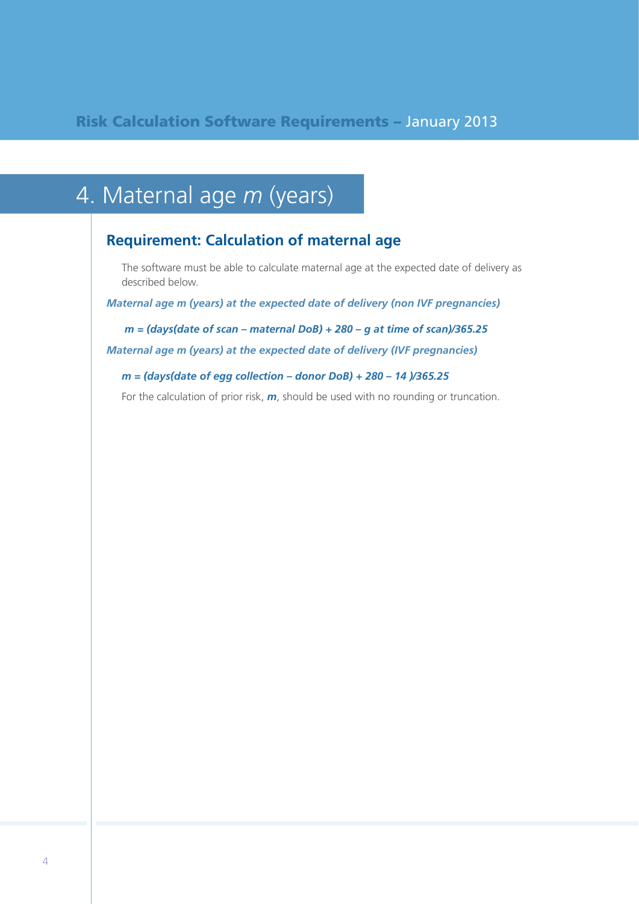# 4. Maternal age *m* (years)

## Requirement: Calculation of maternal age

The software must be able to calculate maternal age at the expected date of delivery as described below.

***Maternal age m (years) at the expected date of delivery (non IVF pregnancies)***

***m = (days(date of scan – maternal DoB) + 280 – g at time of scan)/365.25***

***Maternal age m (years) at the expected date of delivery (IVF pregnancies)***

***m = (days(date of egg collection – donor DoB) + 280 – 14 )/365.25***

For the calculation of prior risk, ***m***, should be used with no rounding or truncation.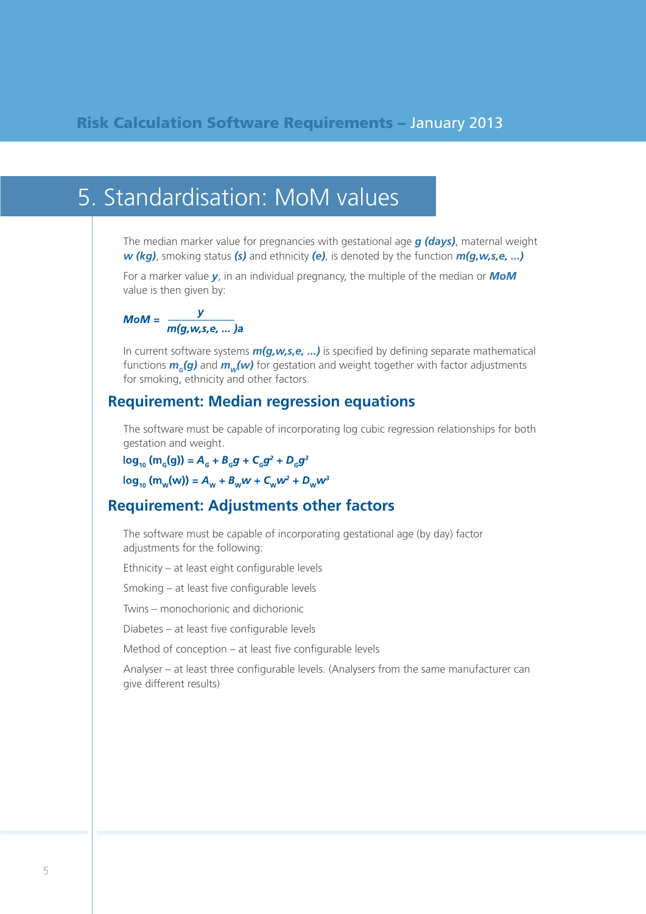# 5. Standardisation: MoM values

The median marker value for pregnancies with gestational age ***g* (days)**, maternal weight ***w* (kg)**, smoking status **(*s*)** and ethnicity **(*e*)**, is denoted by the function ***m(g,w,s,e, ...)***

For a marker value ***y***, in an individual pregnancy, the multiple of the median or ***MoM*** value is then given by:

$$MoM = \frac{y}{m(g,w,s,e, \dots)a}$$

In current software systems ***m(g,w,s,e, ...)*** is specified by defining separate mathematical functions $m_G(g)$ and $m_W(w)$ for gestation and weight together with factor adjustments for smoking, ethnicity and other factors.

## Requirement: Median regression equations

The software must be capable of incorporating log cubic regression relationships for both gestation and weight.

$$\log_{10}(m_G(g)) = A_G + B_G g + C_G g^2 + D_G g^3$$

$$\log_{10}(m_W(w)) = A_W + B_W w + C_W w^2 + D_W w^3$$

## Requirement: Adjustments other factors

The software must be capable of incorporating gestational age (by day) factor adjustments for the following:

Ethnicity – at least eight configurable levels

Smoking – at least five configurable levels

Twins – monochorionic and dichorionic

Diabetes – at least five configurable levels

Method of conception – at least five configurable levels

Analyser – at least three configurable levels. (Analysers from the same manufacturer can give different results)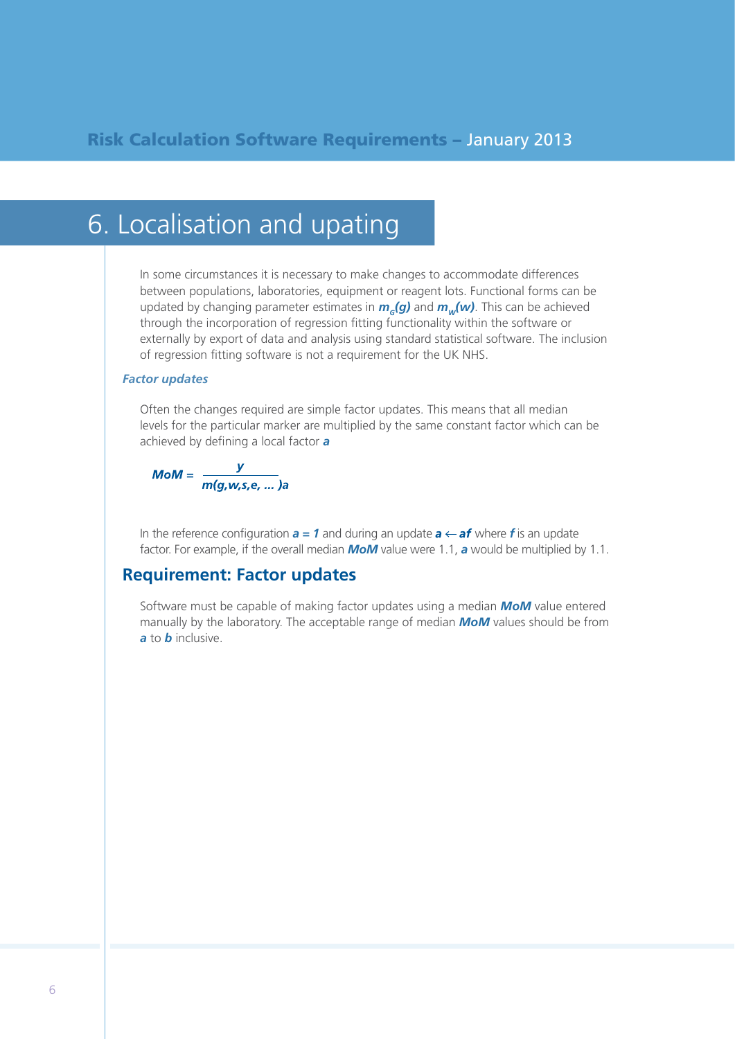# 6. Localisation and upating

In some circumstances it is necessary to make changes to accommodate differences between populations, laboratories, equipment or reagent lots. Functional forms can be updated by changing parameter estimates in $m_G(g)$ and $m_W(w)$. This can be achieved through the incorporation of regression fitting functionality within the software or externally by export of data and analysis using standard statistical software. The inclusion of regression fitting software is not a requirement for the UK NHS.

### *Factor updates*

Often the changes required are simple factor updates. This means that all median levels for the particular marker are multiplied by the same constant factor which can be achieved by defining a local factor $a$

$$MoM = \frac{y}{m(g,w,s,e,\ldots)a}$$

In the reference configuration $a = 1$ and during an update $a \leftarrow af$ where $f$ is an update factor. For example, if the overall median $MoM$ value were 1.1, $a$ would be multiplied by 1.1.

## Requirement: Factor updates

Software must be capable of making factor updates using a median $MoM$ value entered manually by the laboratory. The acceptable range of median $MoM$ values should be from $a$ to $b$ inclusive.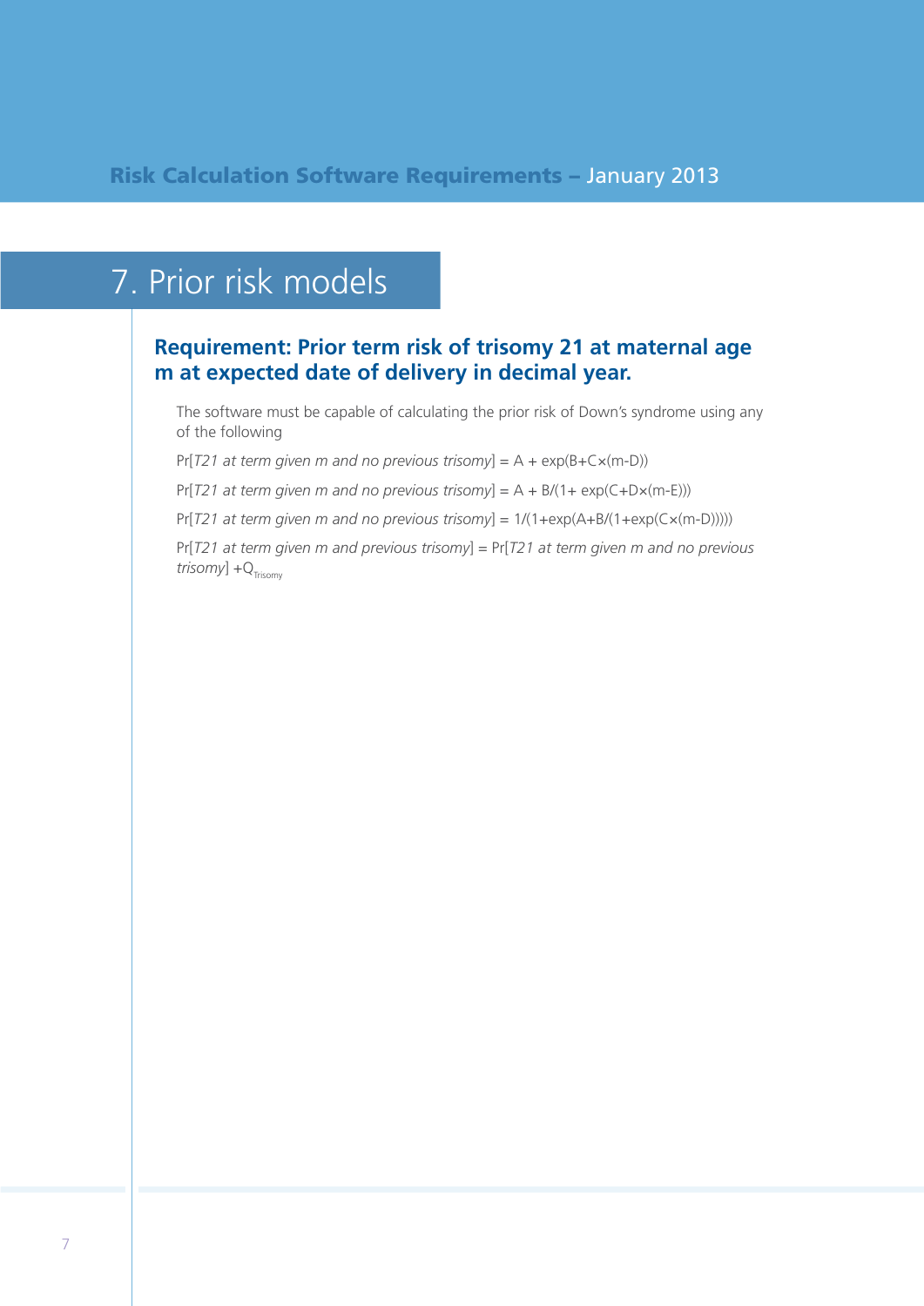# 7. Prior risk models

### Requirement: Prior term risk of trisomy 21 at maternal age m at expected date of delivery in decimal year.

The software must be capable of calculating the prior risk of Down's syndrome using any of the following

Pr[*T21 at term given m and no previous trisomy*] = $A + \exp(B+C\times(m-D))$

Pr[*T21 at term given m and no previous trisomy*] = $A + B/(1+ \exp(C+D\times(m-E)))$

Pr[*T21 at term given m and no previous trisomy*] = $1/(1+\exp(A+B/(1+\exp(C\times(m-D)))))$

Pr[*T21 at term given m and previous trisomy*] = Pr[*T21 at term given m and no previous trisomy*] $+Q_{Trisomy}$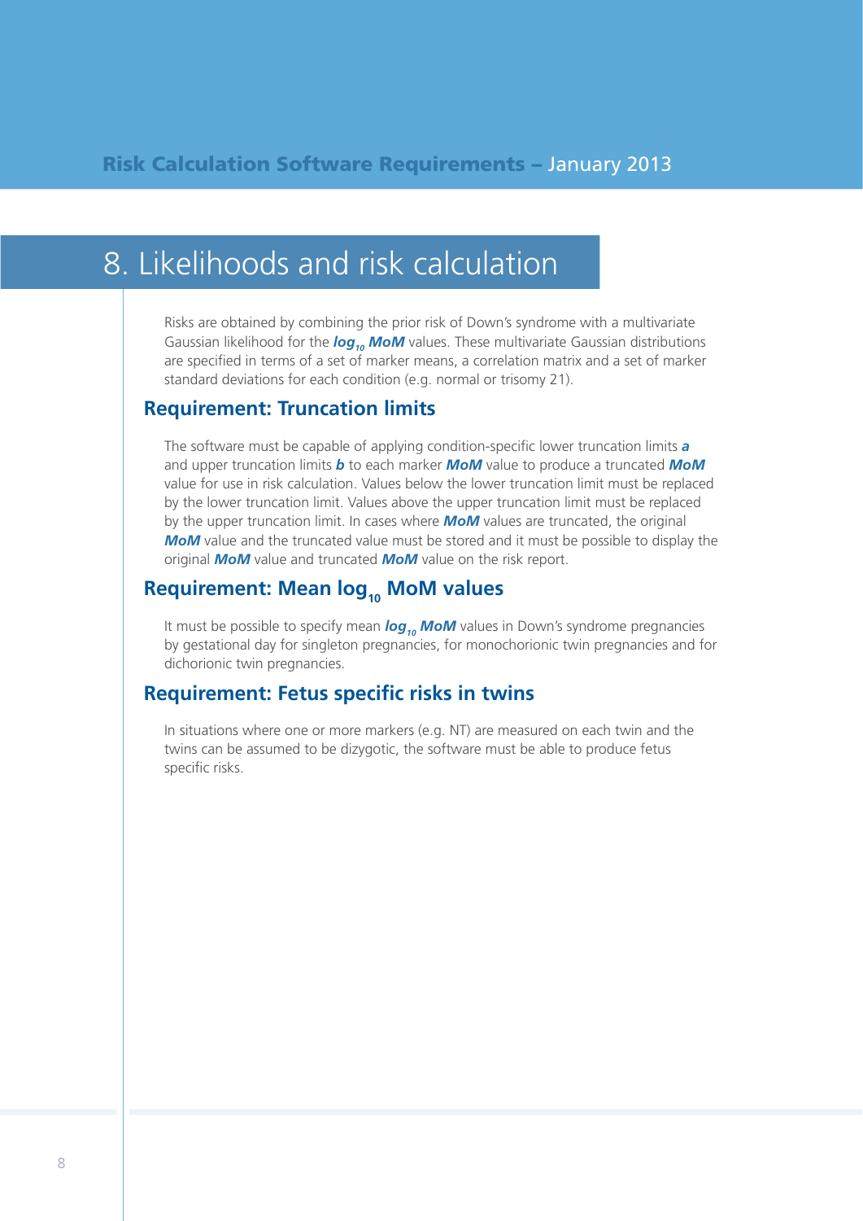# 8. Likelihoods and risk calculation

Risks are obtained by combining the prior risk of Down's syndrome with a multivariate Gaussian likelihood for the ***$log_{10}$ MoM*** values. These multivariate Gaussian distributions are specified in terms of a set of marker means, a correlation matrix and a set of marker standard deviations for each condition (e.g. normal or trisomy 21).

## Requirement: Truncation limits

The software must be capable of applying condition-specific lower truncation limits ***a*** and upper truncation limits ***b*** to each marker ***MoM*** value to produce a truncated ***MoM*** value for use in risk calculation. Values below the lower truncation limit must be replaced by the lower truncation limit. Values above the upper truncation limit must be replaced by the upper truncation limit. In cases where ***MoM*** values are truncated, the original ***MoM*** value and the truncated value must be stored and it must be possible to display the original ***MoM*** value and truncated ***MoM*** value on the risk report.

## Requirement: Mean $log_{10}$ MoM values

It must be possible to specify mean ***$log_{10}$ MoM*** values in Down's syndrome pregnancies by gestational day for singleton pregnancies, for monochorionic twin pregnancies and for dichorionic twin pregnancies.

## Requirement: Fetus specific risks in twins

In situations where one or more markers (e.g. NT) are measured on each twin and the twins can be assumed to be dizygotic, the software must be able to produce fetus specific risks.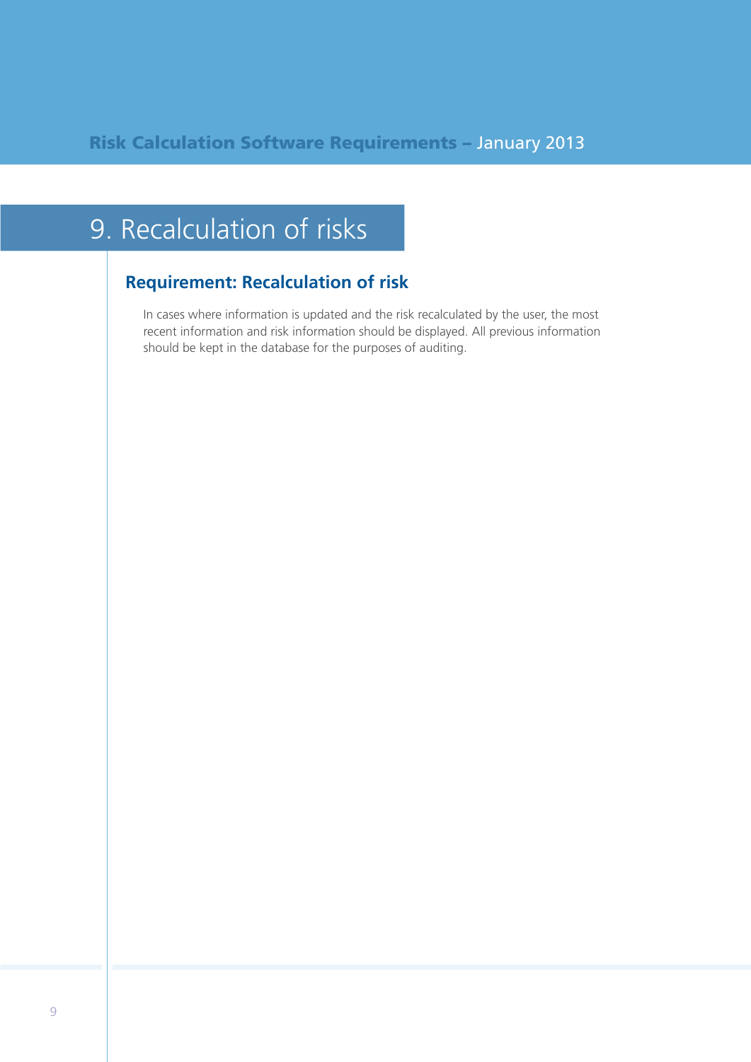# 9. Recalculation of risks

## Requirement: Recalculation of risk

In cases where information is updated and the risk recalculated by the user, the most recent information and risk information should be displayed. All previous information should be kept in the database for the purposes of auditing.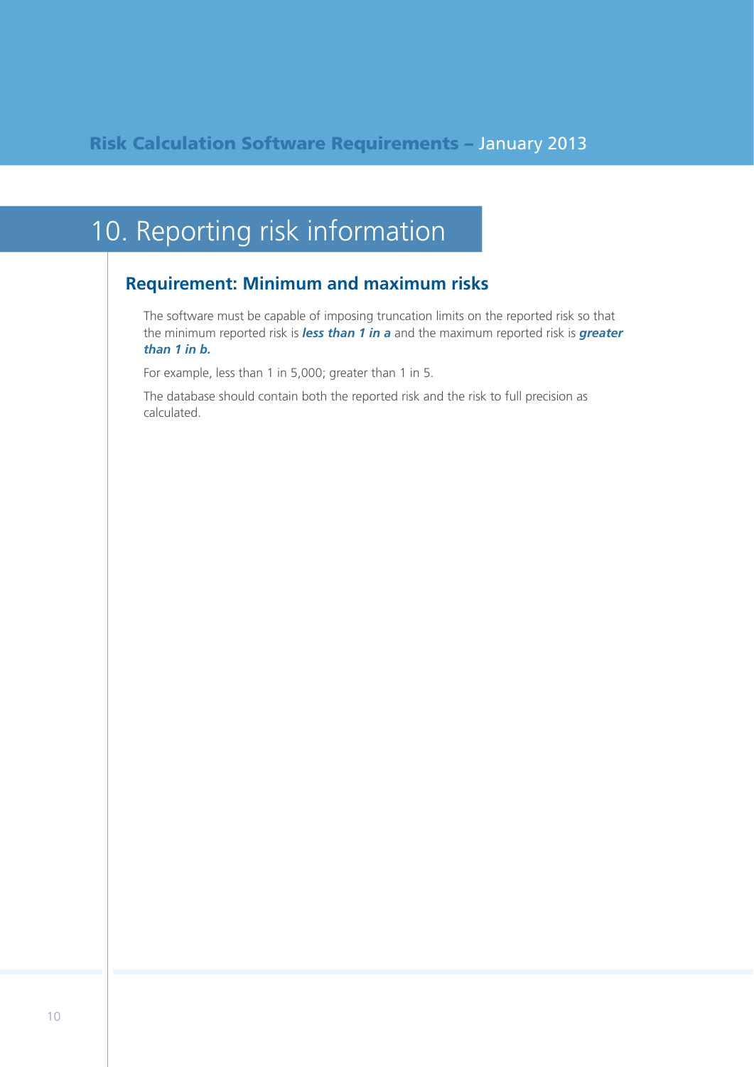# 10. Reporting risk information

## Requirement: Minimum and maximum risks

The software must be capable of imposing truncation limits on the reported risk so that the minimum reported risk is ***less than 1 in a*** and the maximum reported risk is ***greater than 1 in b.***

For example, less than 1 in 5,000; greater than 1 in 5.

The database should contain both the reported risk and the risk to full precision as calculated.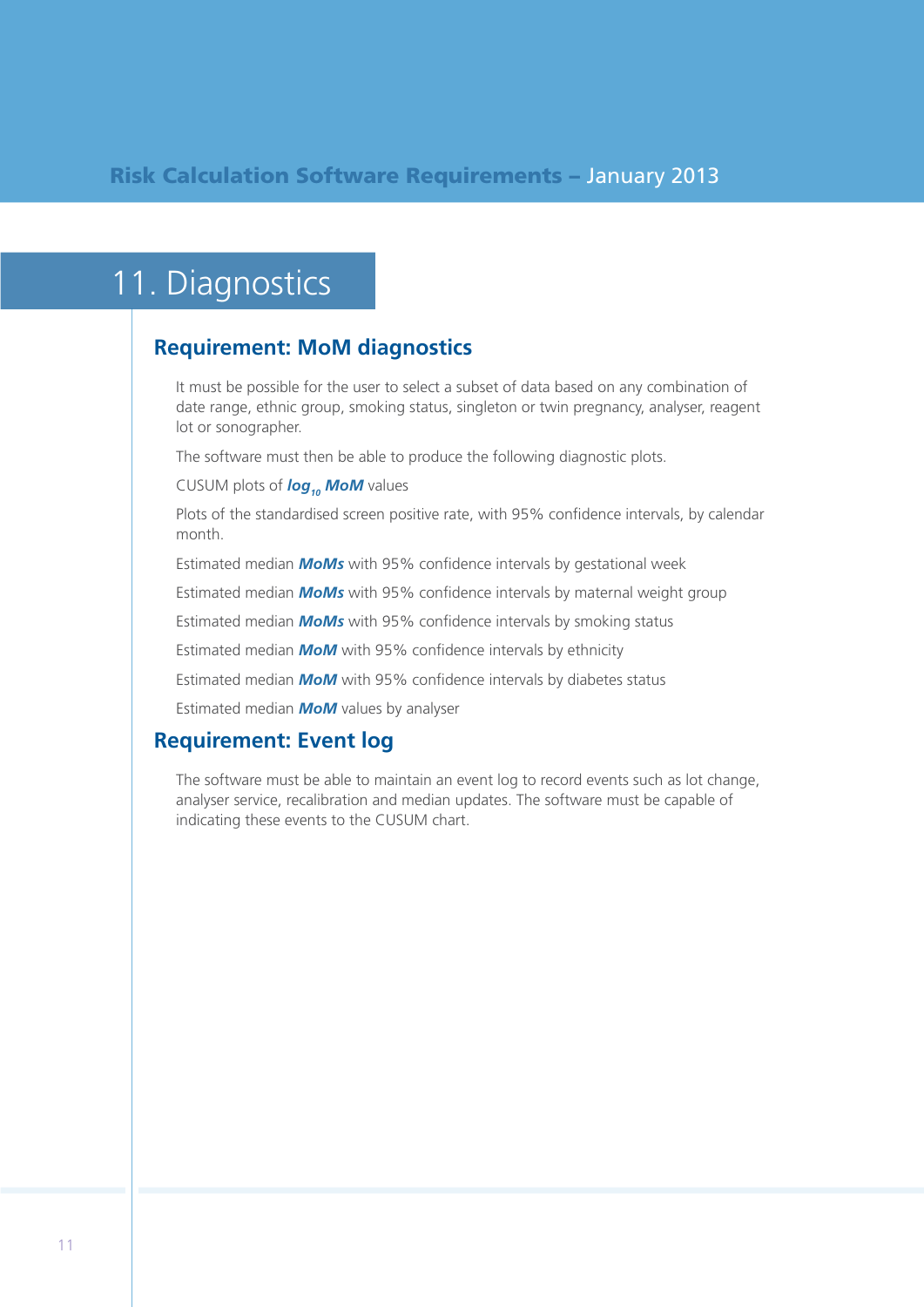# 11. Diagnostics

## Requirement: MoM diagnostics

It must be possible for the user to select a subset of data based on any combination of date range, ethnic group, smoking status, singleton or twin pregnancy, analyser, reagent lot or sonographer.

The software must then be able to produce the following diagnostic plots.

CUSUM plots of ***$log_{10}$ MoM*** values

Plots of the standardised screen positive rate, with 95% confidence intervals, by calendar month.

Estimated median ***MoMs*** with 95% confidence intervals by gestational week

Estimated median ***MoMs*** with 95% confidence intervals by maternal weight group

Estimated median ***MoMs*** with 95% confidence intervals by smoking status

Estimated median ***MoM*** with 95% confidence intervals by ethnicity

Estimated median ***MoM*** with 95% confidence intervals by diabetes status

Estimated median ***MoM*** values by analyser

## Requirement: Event log

The software must be able to maintain an event log to record events such as lot change, analyser service, recalibration and median updates. The software must be capable of indicating these events to the CUSUM chart.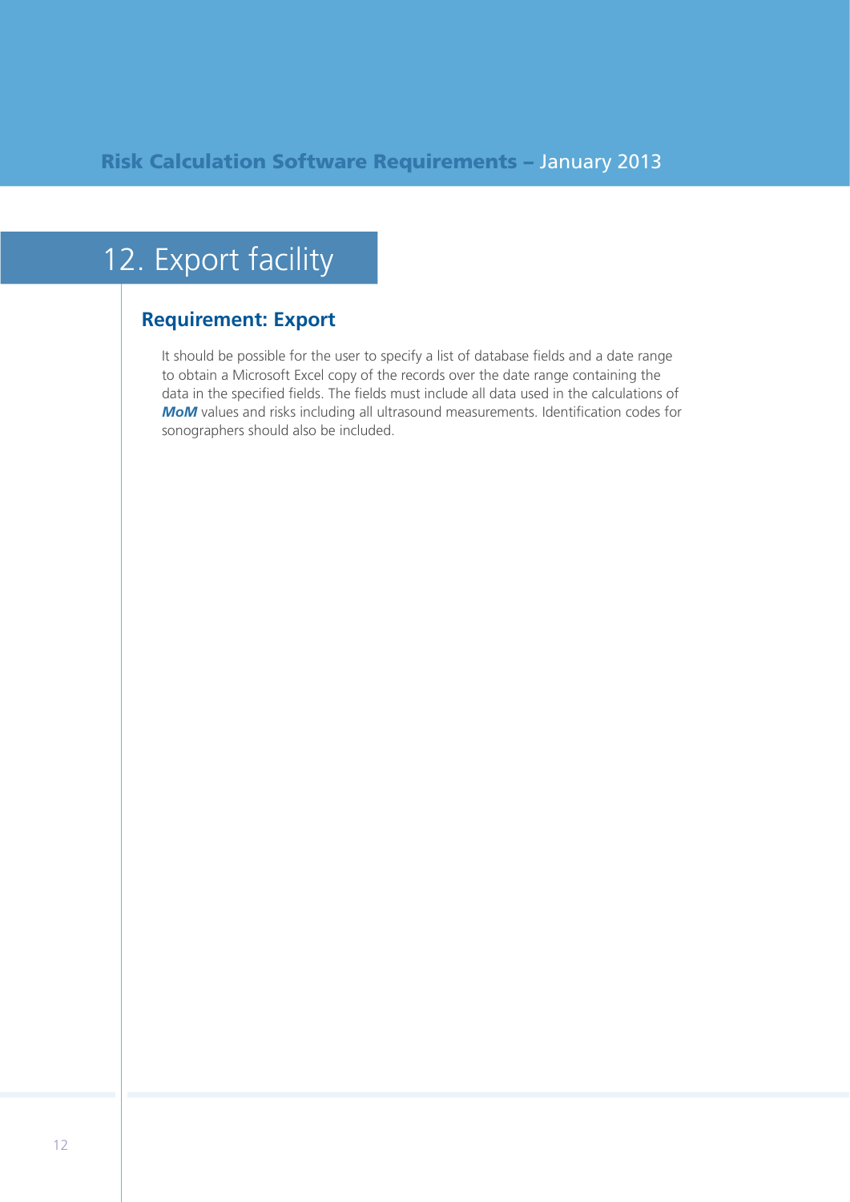# 12. Export facility

## Requirement: Export

It should be possible for the user to specify a list of database fields and a date range to obtain a Microsoft Excel copy of the records over the date range containing the data in the specified fields. The fields must include all data used in the calculations of ***MoM*** values and risks including all ultrasound measurements. Identification codes for sonographers should also be included.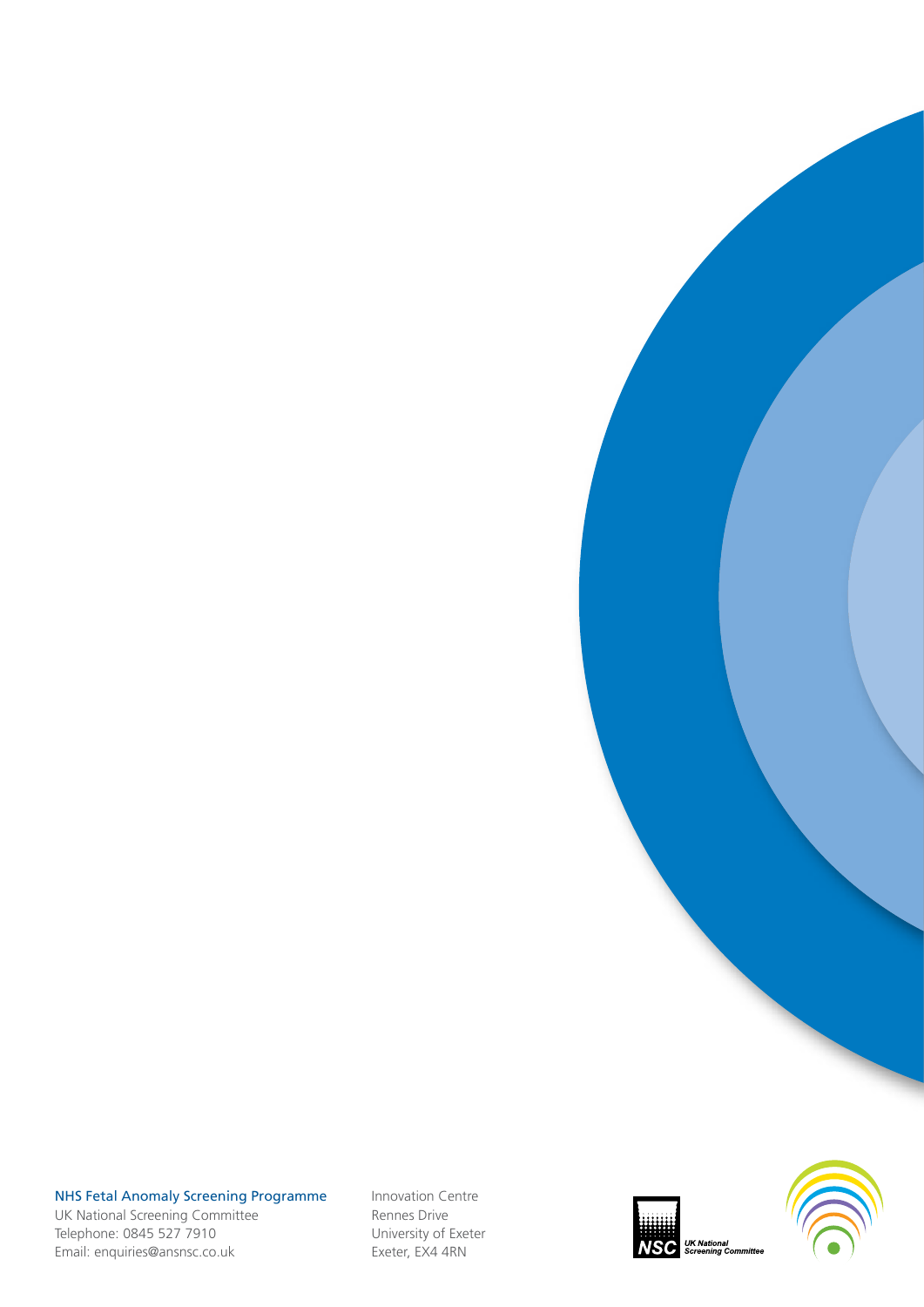NHS Fetal Anomaly Screening Programme
UK National Screening Committee
Telephone: 0845 527 7910
Email: enquiries@ansnsc.co.uk

Innovation Centre
Rennes Drive
University of Exeter
Exeter, EX4 4RN

NSC UK National Screening Committee